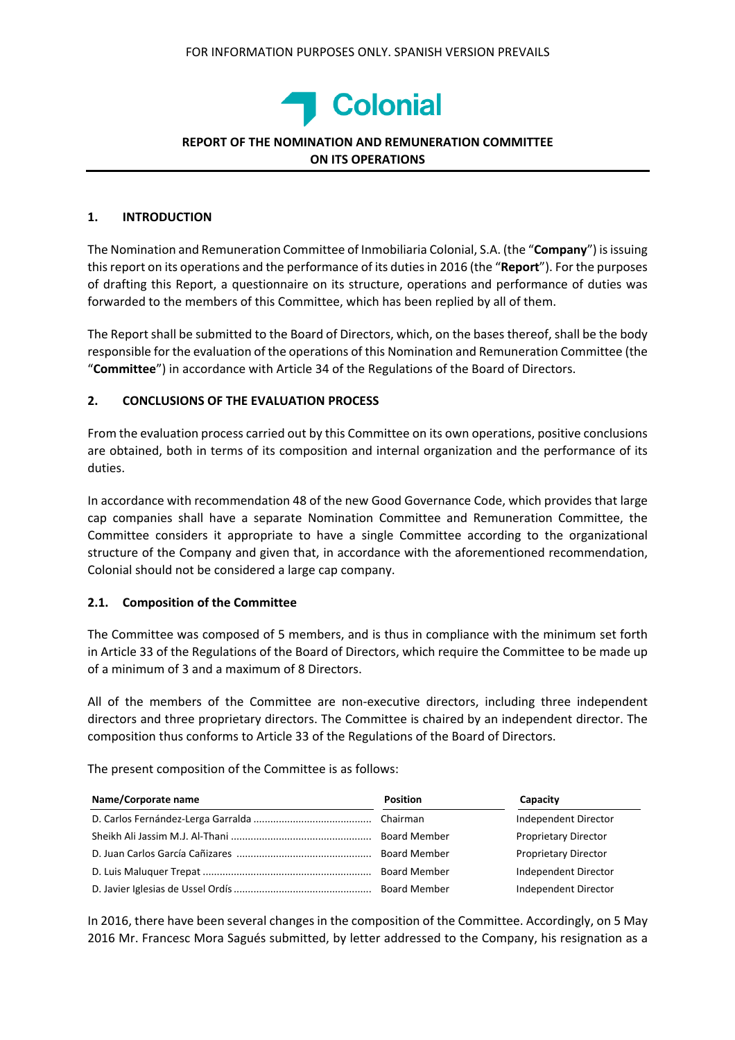FOR INFORMATION PURPOSES ONLY. SPANISH VERSION PREVAILS

Colonial

**REPORT OF THE NOMINATION AND REMUNERATION COMMITTEE ON ITS OPERATIONS**

## 1. INTRODUCTION

The Nomination and Remuneration Committee of Inmobiliaria Colonial, S.A. (the "**Company**") is issuing this report on its operations and the performance of its duties in 2016 (the "**Report**"). For the purposes of drafting this Report, a questionnaire on its structure, operations and performance of duties was forwarded to the members of this Committee, which has been replied by all of them.

The Report shall be submitted to the Board of Directors, which, on the bases thereof, shall be the body responsible for the evaluation of the operations of this Nomination and Remuneration Committee (the "**Committee**") in accordance with Article 34 of the Regulations of the Board of Directors.

## 2. CONCLUSIONS OF THE EVALUATION PROCESS

From the evaluation process carried out by this Committee on its own operations, positive conclusions are obtained, both in terms of its composition and internal organization and the performance of its duties.

In accordance with recommendation 48 of the new Good Governance Code, which provides that large cap companies shall have a separate Nomination Committee and Remuneration Committee, the Committee considers it appropriate to have a single Committee according to the organizational structure of the Company and given that, in accordance with the aforementioned recommendation, Colonial should not be considered a large cap company.

### 2.1. Composition of the Committee

The Committee was composed of 5 members, and is thus in compliance with the minimum set forth in Article 33 of the Regulations of the Board of Directors, which require the Committee to be made up of a minimum of 3 and a maximum of 8 Directors.

All of the members of the Committee are non-executive directors, including three independent directors and three proprietary directors. The Committee is chaired by an independent director. The composition thus conforms to Article 33 of the Regulations of the Board of Directors.

The present composition of the Committee is as follows:

| Name/Corporate name | Position | Capacity |
|---|---|---|
| D. Carlos Fernández-Lerga Garralda | Chairman | Independent Director |
| Sheikh Ali Jassim M.J. Al-Thani | Board Member | Proprietary Director |
| D. Juan Carlos García Cañizares | Board Member | Proprietary Director |
| D. Luis Maluquer Trepat | Board Member | Independent Director |
| D. Javier Iglesias de Ussel Ordís | Board Member | Independent Director |

In 2016, there have been several changes in the composition of the Committee. Accordingly, on 5 May 2016 Mr. Francesc Mora Sagués submitted, by letter addressed to the Company, his resignation as a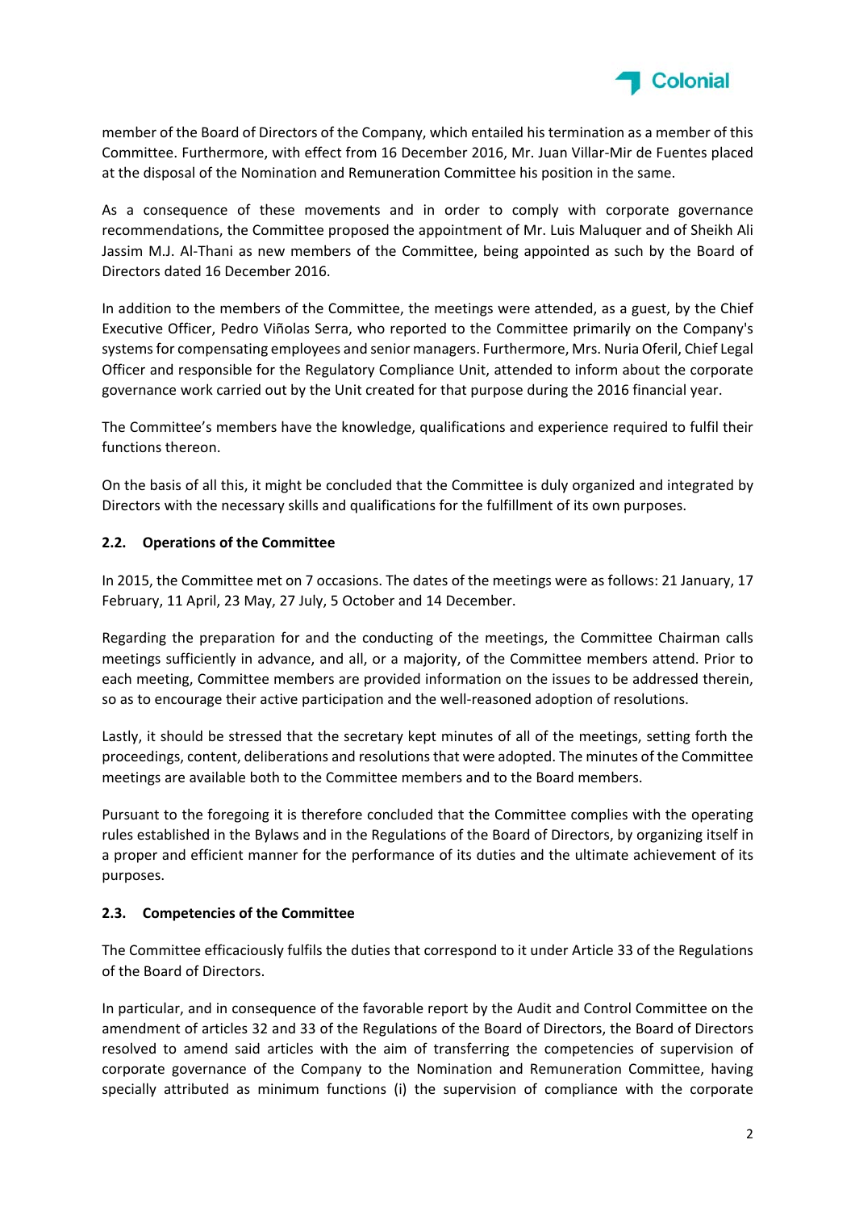member of the Board of Directors of the Company, which entailed his termination as a member of this Committee. Furthermore, with effect from 16 December 2016, Mr. Juan Villar-Mir de Fuentes placed at the disposal of the Nomination and Remuneration Committee his position in the same.

As a consequence of these movements and in order to comply with corporate governance recommendations, the Committee proposed the appointment of Mr. Luis Maluquer and of Sheikh Ali Jassim M.J. Al-Thani as new members of the Committee, being appointed as such by the Board of Directors dated 16 December 2016.

In addition to the members of the Committee, the meetings were attended, as a guest, by the Chief Executive Officer, Pedro Viñolas Serra, who reported to the Committee primarily on the Company's systems for compensating employees and senior managers. Furthermore, Mrs. Nuria Oferil, Chief Legal Officer and responsible for the Regulatory Compliance Unit, attended to inform about the corporate governance work carried out by the Unit created for that purpose during the 2016 financial year.

The Committee's members have the knowledge, qualifications and experience required to fulfil their functions thereon.

On the basis of all this, it might be concluded that the Committee is duly organized and integrated by Directors with the necessary skills and qualifications for the fulfillment of its own purposes.

### 2.2. Operations of the Committee

In 2015, the Committee met on 7 occasions. The dates of the meetings were as follows: 21 January, 17 February, 11 April, 23 May, 27 July, 5 October and 14 December.

Regarding the preparation for and the conducting of the meetings, the Committee Chairman calls meetings sufficiently in advance, and all, or a majority, of the Committee members attend. Prior to each meeting, Committee members are provided information on the issues to be addressed therein, so as to encourage their active participation and the well-reasoned adoption of resolutions.

Lastly, it should be stressed that the secretary kept minutes of all of the meetings, setting forth the proceedings, content, deliberations and resolutions that were adopted. The minutes of the Committee meetings are available both to the Committee members and to the Board members.

Pursuant to the foregoing it is therefore concluded that the Committee complies with the operating rules established in the Bylaws and in the Regulations of the Board of Directors, by organizing itself in a proper and efficient manner for the performance of its duties and the ultimate achievement of its purposes.

### 2.3. Competencies of the Committee

The Committee efficaciously fulfils the duties that correspond to it under Article 33 of the Regulations of the Board of Directors.

In particular, and in consequence of the favorable report by the Audit and Control Committee on the amendment of articles 32 and 33 of the Regulations of the Board of Directors, the Board of Directors resolved to amend said articles with the aim of transferring the competencies of supervision of corporate governance of the Company to the Nomination and Remuneration Committee, having specially attributed as minimum functions (i) the supervision of compliance with the corporate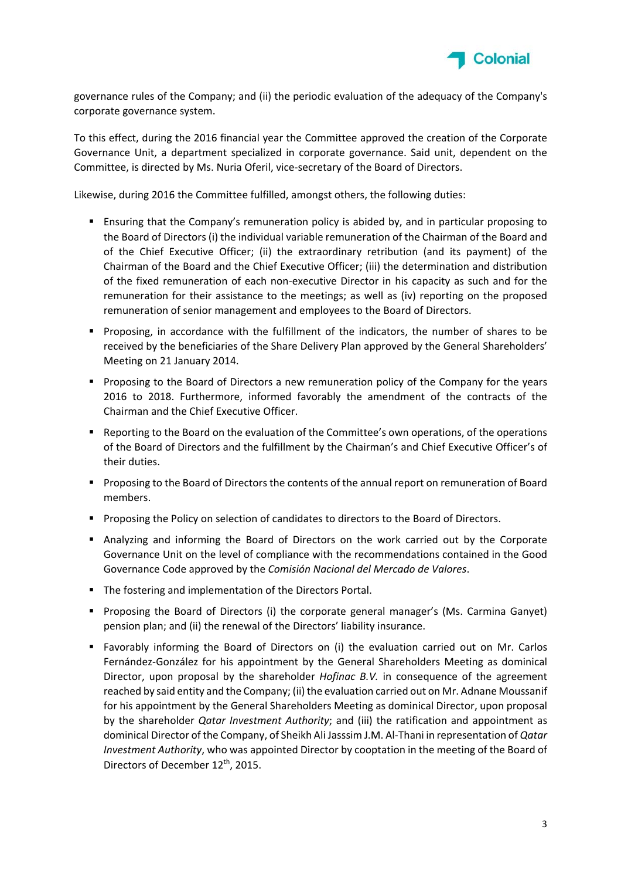governance rules of the Company; and (ii) the periodic evaluation of the adequacy of the Company's corporate governance system.

To this effect, during the 2016 financial year the Committee approved the creation of the Corporate Governance Unit, a department specialized in corporate governance. Said unit, dependent on the Committee, is directed by Ms. Nuria Oferil, vice-secretary of the Board of Directors.

Likewise, during 2016 the Committee fulfilled, amongst others, the following duties:

- Ensuring that the Company's remuneration policy is abided by, and in particular proposing to the Board of Directors (i) the individual variable remuneration of the Chairman of the Board and of the Chief Executive Officer; (ii) the extraordinary retribution (and its payment) of the Chairman of the Board and the Chief Executive Officer; (iii) the determination and distribution of the fixed remuneration of each non-executive Director in his capacity as such and for the remuneration for their assistance to the meetings; as well as (iv) reporting on the proposed remuneration of senior management and employees to the Board of Directors.
- Proposing, in accordance with the fulfillment of the indicators, the number of shares to be received by the beneficiaries of the Share Delivery Plan approved by the General Shareholders' Meeting on 21 January 2014.
- Proposing to the Board of Directors a new remuneration policy of the Company for the years 2016 to 2018. Furthermore, informed favorably the amendment of the contracts of the Chairman and the Chief Executive Officer.
- Reporting to the Board on the evaluation of the Committee's own operations, of the operations of the Board of Directors and the fulfillment by the Chairman's and Chief Executive Officer's of their duties.
- Proposing to the Board of Directors the contents of the annual report on remuneration of Board members.
- Proposing the Policy on selection of candidates to directors to the Board of Directors.
- Analyzing and informing the Board of Directors on the work carried out by the Corporate Governance Unit on the level of compliance with the recommendations contained in the Good Governance Code approved by the *Comisión Nacional del Mercado de Valores*.
- The fostering and implementation of the Directors Portal.
- Proposing the Board of Directors (i) the corporate general manager's (Ms. Carmina Ganyet) pension plan; and (ii) the renewal of the Directors' liability insurance.
- Favorably informing the Board of Directors on (i) the evaluation carried out on Mr. Carlos Fernández-González for his appointment by the General Shareholders Meeting as dominical Director, upon proposal by the shareholder *Hofinac B.V.* in consequence of the agreement reached by said entity and the Company; (ii) the evaluation carried out on Mr. Adnane Moussanif for his appointment by the General Shareholders Meeting as dominical Director, upon proposal by the shareholder *Qatar Investment Authority*; and (iii) the ratification and appointment as dominical Director of the Company, of Sheikh Ali Jasssim J.M. Al-Thani in representation of *Qatar Investment Authority*, who was appointed Director by cooptation in the meeting of the Board of Directors of December 12th, 2015.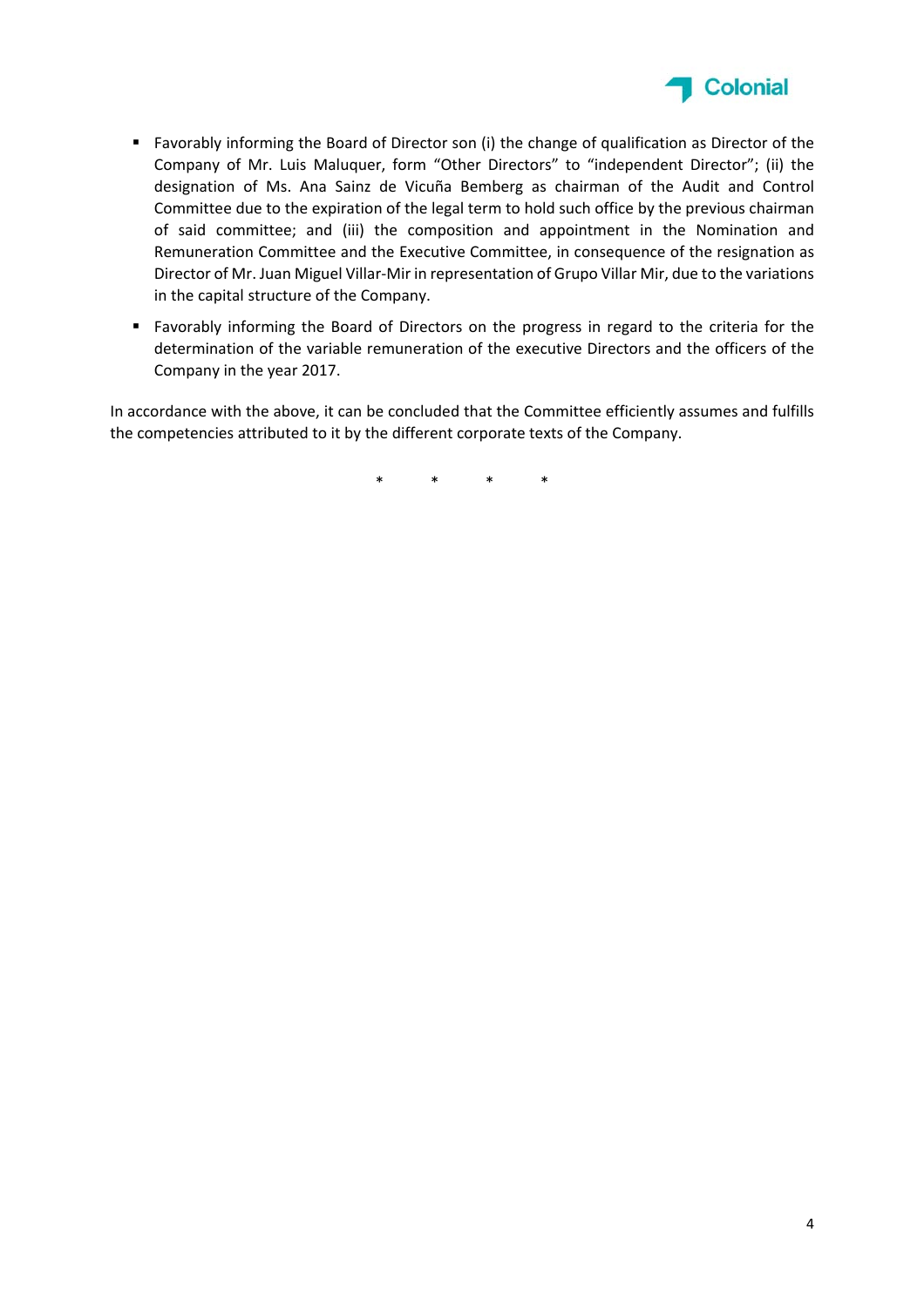- Favorably informing the Board of Director son (i) the change of qualification as Director of the Company of Mr. Luis Maluquer, form "Other Directors" to "independent Director"; (ii) the designation of Ms. Ana Sainz de Vicuña Bemberg as chairman of the Audit and Control Committee due to the expiration of the legal term to hold such office by the previous chairman of said committee; and (iii) the composition and appointment in the Nomination and Remuneration Committee and the Executive Committee, in consequence of the resignation as Director of Mr. Juan Miguel Villar-Mir in representation of Grupo Villar Mir, due to the variations in the capital structure of the Company.
- Favorably informing the Board of Directors on the progress in regard to the criteria for the determination of the variable remuneration of the executive Directors and the officers of the Company in the year 2017.

In accordance with the above, it can be concluded that the Committee efficiently assumes and fulfills the competencies attributed to it by the different corporate texts of the Company.

\* \* \* \*